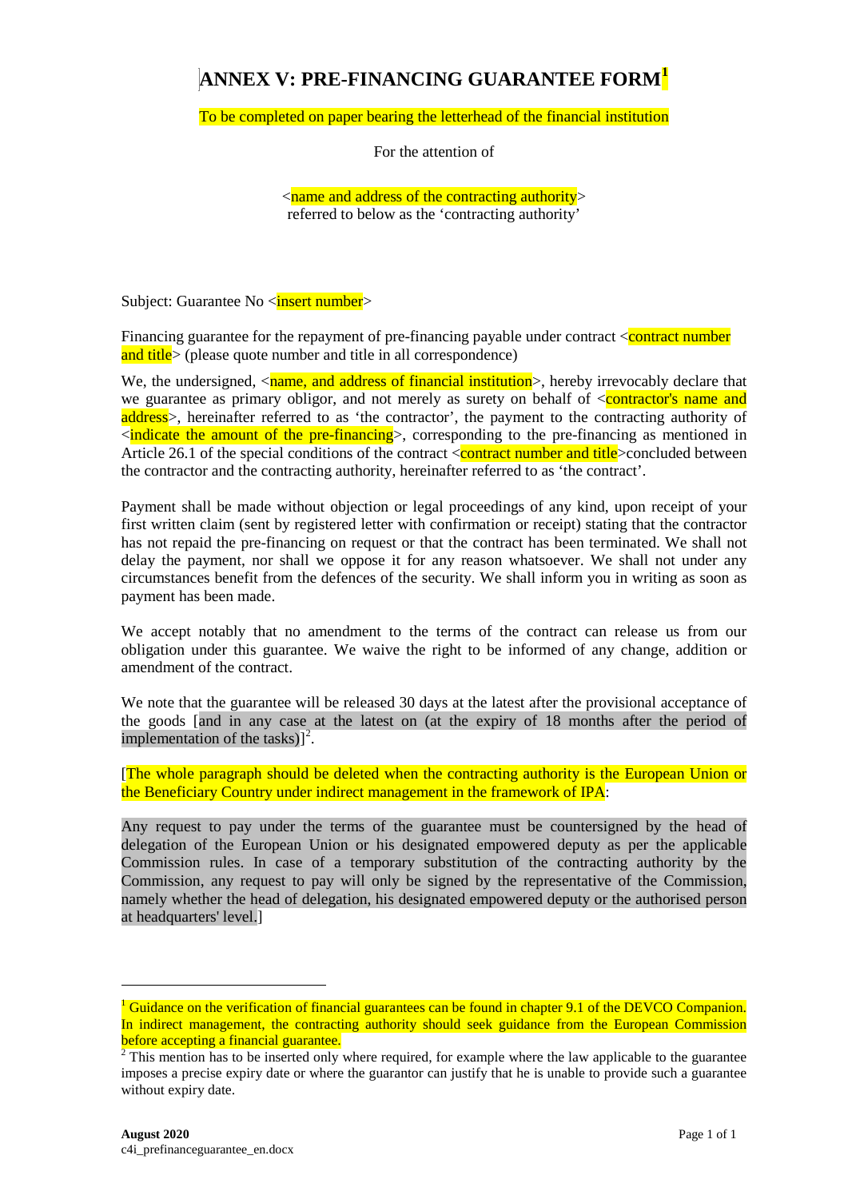# ANNEX V: PRE-FINANCING GUARANTEE FORM[1]

To be completed on paper bearing the letterhead of the financial institution

For the attention of

<name and address of the contracting authority>
referred to below as the 'contracting authority'

Subject: Guarantee No <insert number>

Financing guarantee for the repayment of pre-financing payable under contract <contract number and title> (please quote number and title in all correspondence)

We, the undersigned, <name, and address of financial institution>, hereby irrevocably declare that we guarantee as primary obligor, and not merely as surety on behalf of <contractor's name and address>, hereinafter referred to as 'the contractor', the payment to the contracting authority of <indicate the amount of the pre-financing>, corresponding to the pre-financing as mentioned in Article 26.1 of the special conditions of the contract <contract number and title>concluded between the contractor and the contracting authority, hereinafter referred to as 'the contract'.

Payment shall be made without objection or legal proceedings of any kind, upon receipt of your first written claim (sent by registered letter with confirmation or receipt) stating that the contractor has not repaid the pre-financing on request or that the contract has been terminated. We shall not delay the payment, nor shall we oppose it for any reason whatsoever. We shall not under any circumstances benefit from the defences of the security. We shall inform you in writing as soon as payment has been made.

We accept notably that no amendment to the terms of the contract can release us from our obligation under this guarantee. We waive the right to be informed of any change, addition or amendment of the contract.

We note that the guarantee will be released 30 days at the latest after the provisional acceptance of the goods [and in any case at the latest on (at the expiry of 18 months after the period of implementation of the tasks)][2].

[The whole paragraph should be deleted when the contracting authority is the European Union or the Beneficiary Country under indirect management in the framework of IPA:

Any request to pay under the terms of the guarantee must be countersigned by the head of delegation of the European Union or his designated empowered deputy as per the applicable Commission rules. In case of a temporary substitution of the contracting authority by the Commission, any request to pay will only be signed by the representative of the Commission, namely whether the head of delegation, his designated empowered deputy or the authorised person at headquarters' level.]

---

[1] Guidance on the verification of financial guarantees can be found in chapter 9.1 of the DEVCO Companion. In indirect management, the contracting authority should seek guidance from the European Commission before accepting a financial guarantee.

[2] This mention has to be inserted only where required, for example where the law applicable to the guarantee imposes a precise expiry date or where the guarantor can justify that he is unable to provide such a guarantee without expiry date.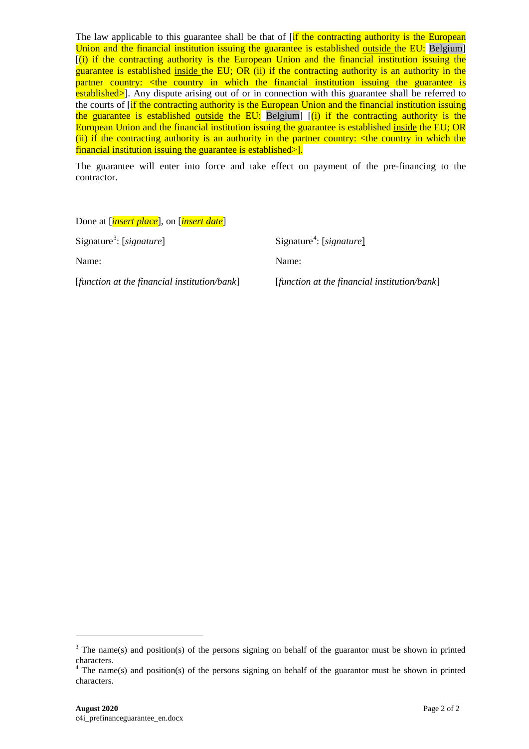The law applicable to this guarantee shall be that of [if the contracting authority is the European Union and the financial institution issuing the guarantee is established outside the EU: Belgium] [(i) if the contracting authority is the European Union and the financial institution issuing the guarantee is established inside the EU; OR (ii) if the contracting authority is an authority in the partner country: <the country in which the financial institution issuing the guarantee is established>]. Any dispute arising out of or in connection with this guarantee shall be referred to the courts of [if the contracting authority is the European Union and the financial institution issuing the guarantee is established outside the EU: Belgium] [(i) if the contracting authority is the European Union and the financial institution issuing the guarantee is established inside the EU; OR (ii) if the contracting authority is an authority in the partner country: <the country in which the financial institution issuing the guarantee is established>].

The guarantee will enter into force and take effect on payment of the pre-financing to the contractor.

Done at [*insert place*], on [*insert date*]

Signature[3]: [*signature*]

Name:

[*function at the financial institution/bank*]

Signature[4]: [*signature*]

Name:

[*function at the financial institution/bank*]

[3] The name(s) and position(s) of the persons signing on behalf of the guarantor must be shown in printed characters.

[4] The name(s) and position(s) of the persons signing on behalf of the guarantor must be shown in printed characters.

**August 2020**
c4i_prefinanceguarantee_en.docx